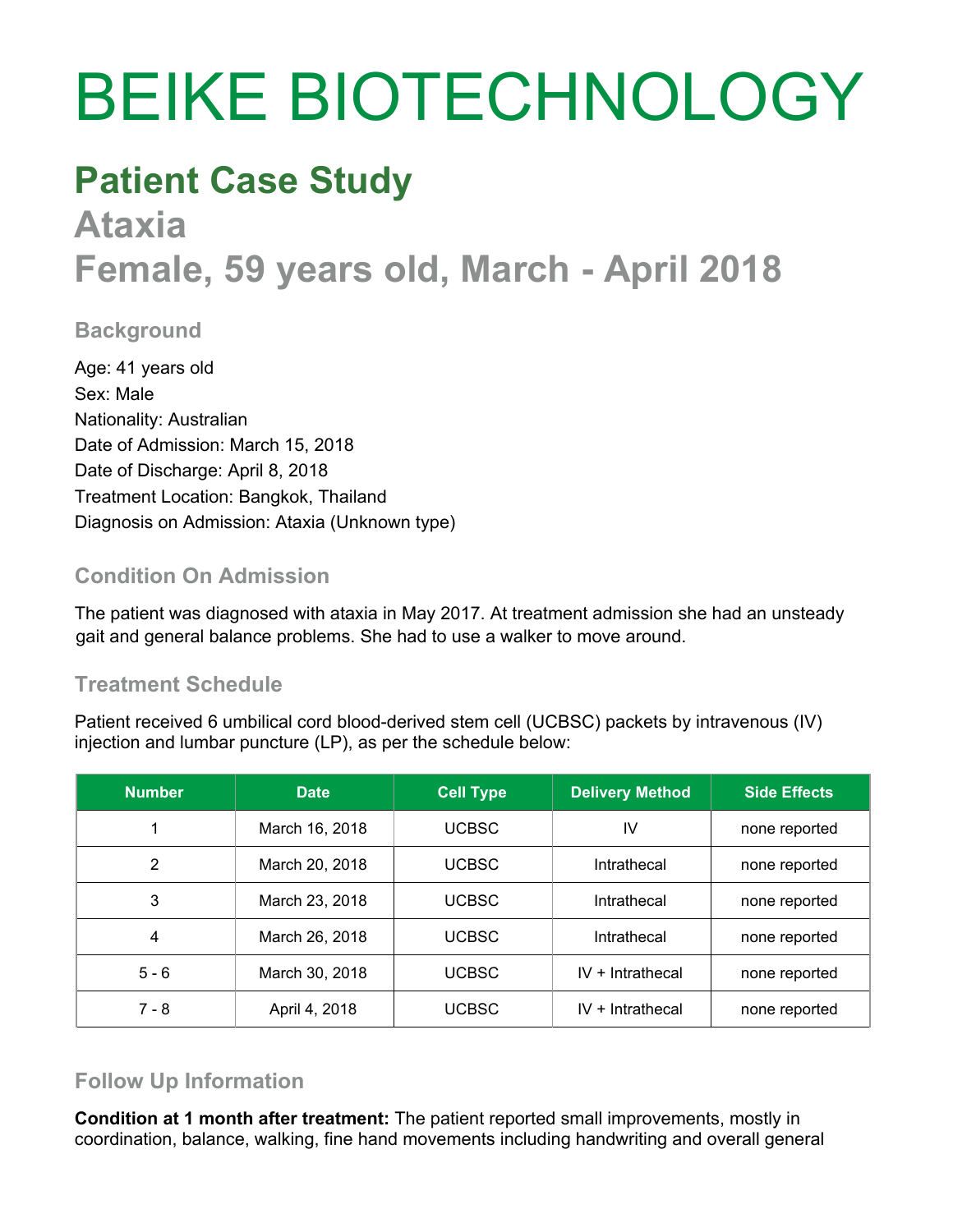# BEIKE BIOTECHNOLOGY

## Patient Case Study

## Ataxia

## Female, 59 years old, March - April 2018

### Background

Age: 41 years old
Sex: Male
Nationality: Australian
Date of Admission: March 15, 2018
Date of Discharge: April 8, 2018
Treatment Location: Bangkok, Thailand
Diagnosis on Admission: Ataxia (Unknown type)

### Condition On Admission

The patient was diagnosed with ataxia in May 2017. At treatment admission she had an unsteady gait and general balance problems. She had to use a walker to move around.

### Treatment Schedule

Patient received 6 umbilical cord blood-derived stem cell (UCBSC) packets by intravenous (IV) injection and lumbar puncture (LP), as per the schedule below:

| Number | Date | Cell Type | Delivery Method | Side Effects |
|---|---|---|---|---|
| 1 | March 16, 2018 | UCBSC | IV | none reported |
| 2 | March 20, 2018 | UCBSC | Intrathecal | none reported |
| 3 | March 23, 2018 | UCBSC | Intrathecal | none reported |
| 4 | March 26, 2018 | UCBSC | Intrathecal | none reported |
| 5 - 6 | March 30, 2018 | UCBSC | IV + Intrathecal | none reported |
| 7 - 8 | April 4, 2018 | UCBSC | IV + Intrathecal | none reported |

### Follow Up Information

**Condition at 1 month after treatment:** The patient reported small improvements, mostly in coordination, balance, walking, fine hand movements including handwriting and overall general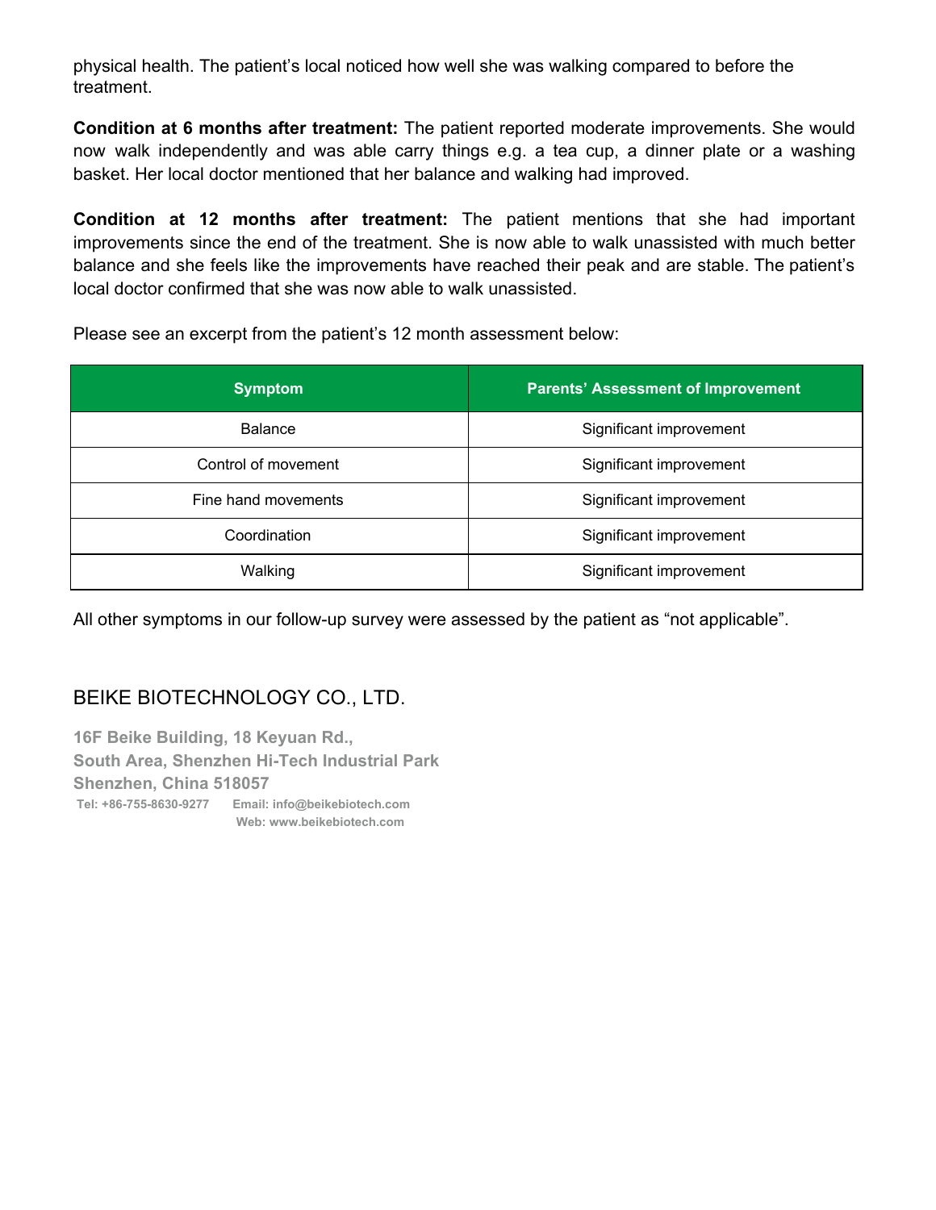physical health. The patient's local noticed how well she was walking compared to before the treatment.

**Condition at 6 months after treatment:** The patient reported moderate improvements. She would now walk independently and was able carry things e.g. a tea cup, a dinner plate or a washing basket. Her local doctor mentioned that her balance and walking had improved.

**Condition at 12 months after treatment:** The patient mentions that she had important improvements since the end of the treatment. She is now able to walk unassisted with much better balance and she feels like the improvements have reached their peak and are stable. The patient's local doctor confirmed that she was now able to walk unassisted.

Please see an excerpt from the patient's 12 month assessment below:

| Symptom | Parents' Assessment of Improvement |
|---|---|
| Balance | Significant improvement |
| Control of movement | Significant improvement |
| Fine hand movements | Significant improvement |
| Coordination | Significant improvement |
| Walking | Significant improvement |

All other symptoms in our follow-up survey were assessed by the patient as "not applicable".

BEIKE BIOTECHNOLOGY CO., LTD.

**16F Beike Building, 18 Keyuan Rd.,**
**South Area, Shenzhen Hi-Tech Industrial Park**
**Shenzhen, China 518057**
**Tel: +86-755-8630-9277  Email: info@beikebiotech.com**
**Web: www.beikebiotech.com**